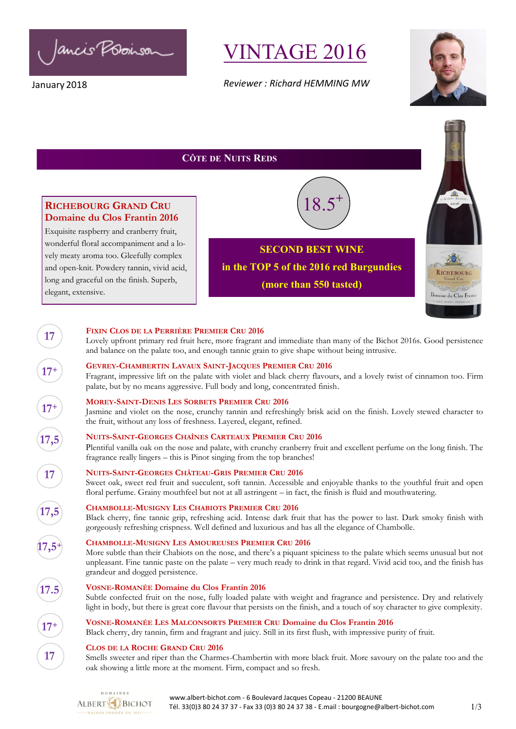Jancis Robinson

January 2018

# VINTAGE 2016

*Reviewer : Richard HEMMING MW*

## CÔTE DE NUITS REDS

### RICHEBOURG GRAND CRU Domaine du Clos Frantin 2016

18.5+

Exquisite raspberry and cranberry fruit, wonderful floral accompaniment and a lovely meaty aroma too. Gleefully complex and open-knit. Powdery tannin, vivid acid, long and graceful on the finish. Superb, elegant, extensive.

**SECOND BEST WINE in the TOP 5 of the 2016 red Burgundies (more than 550 tasted)**

**17** — **FIXIN CLOS DE LA PERRIÈRE PREMIER CRU 2016**
Lovely upfront primary red fruit here, more fragrant and immediate than many of the Bichot 2016s. Good persistence and balance on the palate too, and enough tannic grain to give shape without being intrusive.

**17+** — **GEVREY-CHAMBERTIN LAVAUX SAINT-JACQUES PREMIER CRU 2016**
Fragrant, impressive lift on the palate with violet and black cherry flavours, and a lovely twist of cinnamon too. Firm palate, but by no means aggressive. Full body and long, concentrated finish.

**17+** — **MOREY-SAINT-DENIS LES SORBETS PREMIER CRU 2016**
Jasmine and violet on the nose, crunchy tannin and refreshingly brisk acid on the finish. Lovely stewed character to the fruit, without any loss of freshness. Layered, elegant, refined.

**17,5** — **NUITS-SAINT-GEORGES CHAÎNES CARTEAUX PREMIER CRU 2016**
Plentiful vanilla oak on the nose and palate, with crunchy cranberry fruit and excellent perfume on the long finish. The fragrance really lingers – this is Pinot singing from the top branches!

**17** — **NUITS-SAINT-GEORGES CHÂTEAU-GRIS PREMIER CRU 2016**
Sweet oak, sweet red fruit and succulent, soft tannin. Accessible and enjoyable thanks to the youthful fruit and open floral perfume. Grainy mouthfeel but not at all astringent – in fact, the finish is fluid and mouthwatering.

**17,5** — **CHAMBOLLE-MUSIGNY LES CHABIOTS PREMIER CRU 2016**
Black cherry, fine tannic grip, refreshing acid. Intense dark fruit that has the power to last. Dark smoky finish with gorgeously refreshing crispness. Well defined and luxurious and has all the elegance of Chambolle.

**17,5+** — **CHAMBOLLE-MUSIGNY LES AMOUREUSES PREMIER CRU 2016**
More subtle than their Chabiots on the nose, and there's a piquant spiciness to the palate which seems unusual but not unpleasant. Fine tannic paste on the palate – very much ready to drink in that regard. Vivid acid too, and the finish has grandeur and dogged persistence.

**17.5** — **VOSNE-ROMANÉE Domaine du Clos Frantin 2016**
Subtle confected fruit on the nose, fully loaded palate with weight and fragrance and persistence. Dry and relatively light in body, but there is great core flavour that persists on the finish, and a touch of soy character to give complexity.

**17+** — **VOSNE-ROMANÉE LES MALCONSORTS PREMIER CRU Domaine du Clos Frantin 2016**
Black cherry, dry tannin, firm and fragrant and juicy. Still in its first flush, with impressive purity of fruit.

**17** — **CLOS DE LA ROCHE GRAND CRU 2016**
Smells sweeter and riper than the Charmes-Chambertin with more black fruit. More savoury on the palate too and the oak showing a little more at the moment. Firm, compact and so fresh.

DOMAINES ALBERT BICHOT — MAISON FONDÉE EN 1831

www.albert-bichot.com - 6 Boulevard Jacques Copeau - 21200 BEAUNE
Tél. 33(0)3 80 24 37 37 - Fax 33 (0)3 80 24 37 38 - E.mail : bourgogne@albert-bichot.com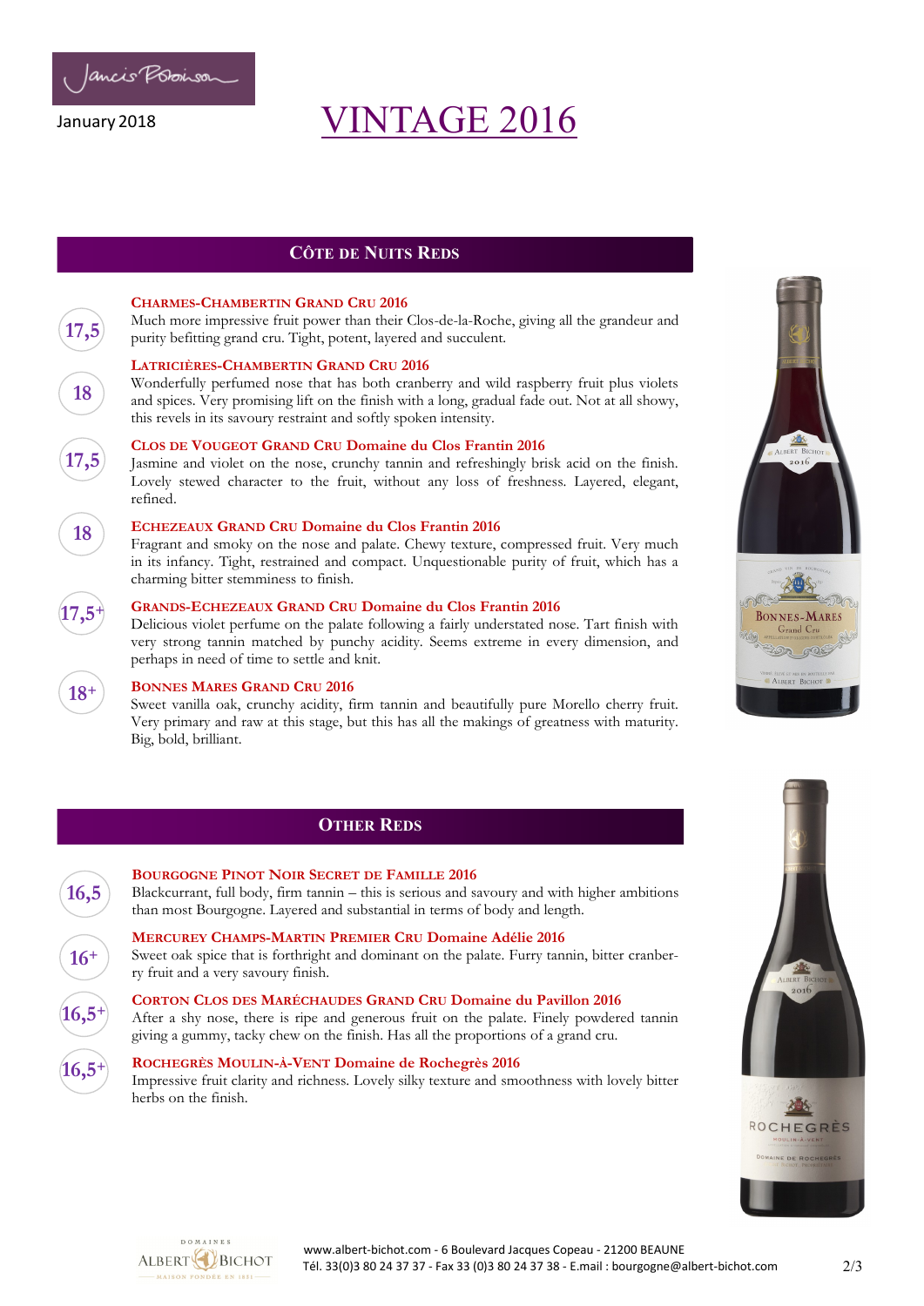January 2018

# VINTAGE 2016

## Côte de Nuits Reds

**17,5**

### Charmes-Chambertin Grand Cru 2016

Much more impressive fruit power than their Clos-de-la-Roche, giving all the grandeur and purity befitting grand cru. Tight, potent, layered and succulent.

**18**

### Latricières-Chambertin Grand Cru 2016

Wonderfully perfumed nose that has both cranberry and wild raspberry fruit plus violets and spices. Very promising lift on the finish with a long, gradual fade out. Not at all showy, this revels in its savoury restraint and softly spoken intensity.

**17,5**

### Clos de Vougeot Grand Cru Domaine du Clos Frantin 2016

Jasmine and violet on the nose, crunchy tannin and refreshingly brisk acid on the finish. Lovely stewed character to the fruit, without any loss of freshness. Layered, elegant, refined.

**18**

### Echezeaux Grand Cru Domaine du Clos Frantin 2016

Fragrant and smoky on the nose and palate. Chewy texture, compressed fruit. Very much in its infancy. Tight, restrained and compact. Unquestionable purity of fruit, which has a charming bitter stemminess to finish.

**17,5+**

### Grands-Echezeaux Grand Cru Domaine du Clos Frantin 2016

Delicious violet perfume on the palate following a fairly understated nose. Tart finish with very strong tannin matched by punchy acidity. Seems extreme in every dimension, and perhaps in need of time to settle and knit.

**18+**

### Bonnes Mares Grand Cru 2016

Sweet vanilla oak, crunchy acidity, firm tannin and beautifully pure Morello cherry fruit. Very primary and raw at this stage, but this has all the makings of greatness with maturity. Big, bold, brilliant.

## Other Reds

**16,5**

### Bourgogne Pinot Noir Secret de Famille 2016

Blackcurrant, full body, firm tannin – this is serious and savoury and with higher ambitions than most Bourgogne. Layered and substantial in terms of body and length.

**16+**

### Mercurey Champs-Martin Premier Cru Domaine Adélie 2016

Sweet oak spice that is forthright and dominant on the palate. Furry tannin, bitter cranberry fruit and a very savoury finish.

**16,5+**

### Corton Clos des Maréchaudes Grand Cru Domaine du Pavillon 2016

After a shy nose, there is ripe and generous fruit on the palate. Finely powdered tannin giving a gummy, tacky chew on the finish. Has all the proportions of a grand cru.

**16,5+**

### Rochegrès Moulin-à-Vent Domaine de Rochegrès 2016

Impressive fruit clarity and richness. Lovely silky texture and smoothness with lovely bitter herbs on the finish.

www.albert-bichot.com - 6 Boulevard Jacques Copeau - 21200 BEAUNE
Tél. 33(0)3 80 24 37 37 - Fax 33 (0)3 80 24 37 38 - E.mail : bourgogne@albert-bichot.com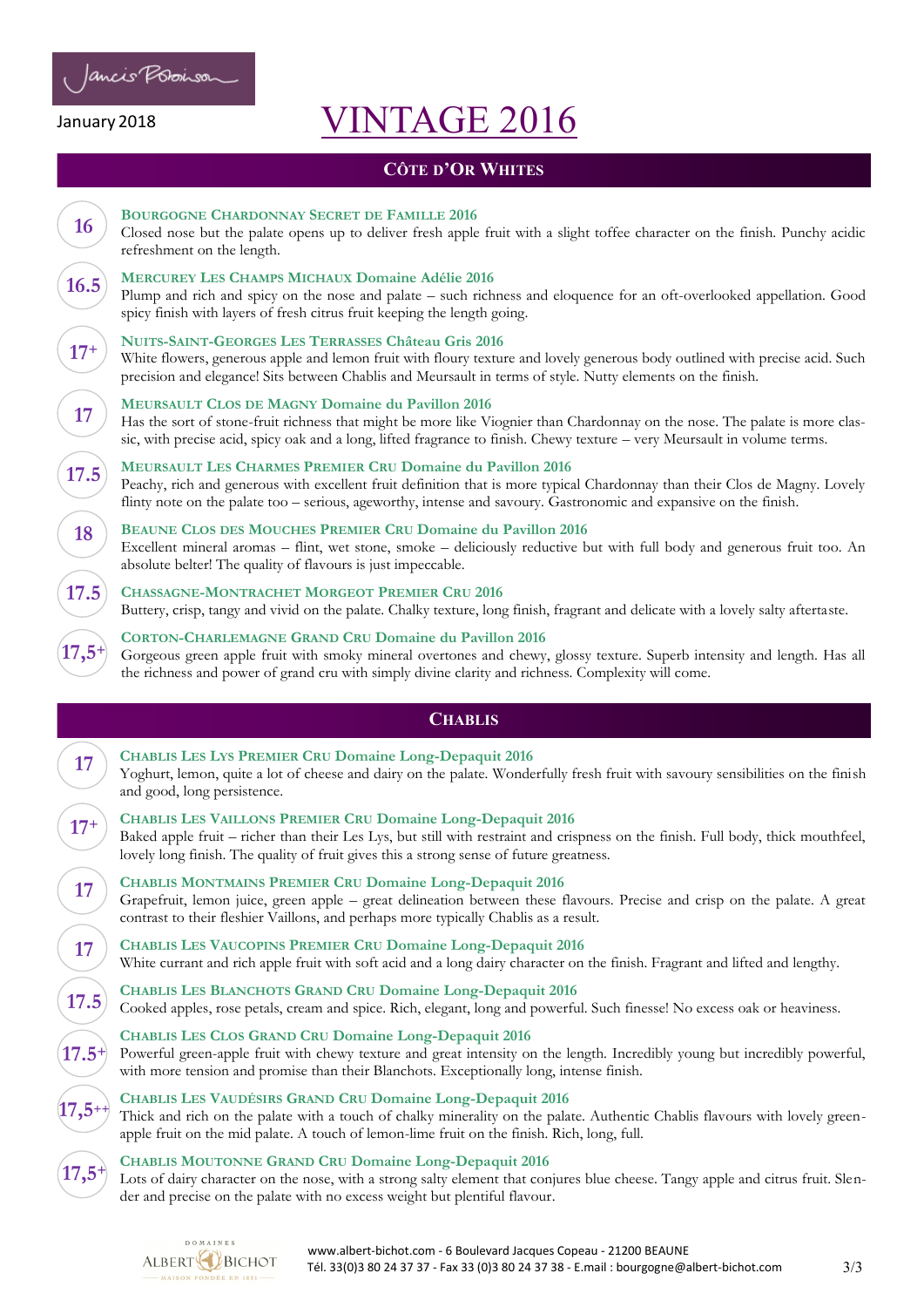Jancis Robinson

January 2018

# VINTAGE 2016

## Côte d'Or Whites

**16**
**Bourgogne Chardonnay Secret de Famille 2016**
Closed nose but the palate opens up to deliver fresh apple fruit with a slight toffee character on the finish. Punchy acidic refreshment on the length.

**16.5**
**Mercurey Les Champs Michaux Domaine Adélie 2016**
Plump and rich and spicy on the nose and palate – such richness and eloquence for an oft-overlooked appellation. Good spicy finish with layers of fresh citrus fruit keeping the length going.

**17+**
**Nuits-Saint-Georges Les Terrasses Château Gris 2016**
White flowers, generous apple and lemon fruit with floury texture and lovely generous body outlined with precise acid. Such precision and elegance! Sits between Chablis and Meursault in terms of style. Nutty elements on the finish.

**17**
**Meursault Clos de Magny Domaine du Pavillon 2016**
Has the sort of stone-fruit richness that might be more like Viognier than Chardonnay on the nose. The palate is more classic, with precise acid, spicy oak and a long, lifted fragrance to finish. Chewy texture – very Meursault in volume terms.

**17.5**
**Meursault Les Charmes Premier Cru Domaine du Pavillon 2016**
Peachy, rich and generous with excellent fruit definition that is more typical Chardonnay than their Clos de Magny. Lovely flinty note on the palate too – serious, ageworthy, intense and savoury. Gastronomic and expansive on the finish.

**18**
**Beaune Clos des Mouches Premier Cru Domaine du Pavillon 2016**
Excellent mineral aromas – flint, wet stone, smoke – deliciously reductive but with full body and generous fruit too. An absolute belter! The quality of flavours is just impeccable.

**17.5**
**Chassagne-Montrachet Morgeot Premier Cru 2016**
Buttery, crisp, tangy and vivid on the palate. Chalky texture, long finish, fragrant and delicate with a lovely salty aftertaste.

**17,5+**
**Corton-Charlemagne Grand Cru Domaine du Pavillon 2016**
Gorgeous green apple fruit with smoky mineral overtones and chewy, glossy texture. Superb intensity and length. Has all the richness and power of grand cru with simply divine clarity and richness. Complexity will come.

## Chablis

**17**
**Chablis Les Lys Premier Cru Domaine Long-Depaquit 2016**
Yoghurt, lemon, quite a lot of cheese and dairy on the palate. Wonderfully fresh fruit with savoury sensibilities on the finish and good, long persistence.

**17+**
**Chablis Les Vaillons Premier Cru Domaine Long-Depaquit 2016**
Baked apple fruit – richer than their Les Lys, but still with restraint and crispness on the finish. Full body, thick mouthfeel, lovely long finish. The quality of fruit gives this a strong sense of future greatness.

**17**
**Chablis Montmains Premier Cru Domaine Long-Depaquit 2016**
Grapefruit, lemon juice, green apple – great delineation between these flavours. Precise and crisp on the palate. A great contrast to their fleshier Vaillons, and perhaps more typically Chablis as a result.

**17**
**Chablis Les Vaucopins Premier Cru Domaine Long-Depaquit 2016**
White currant and rich apple fruit with soft acid and a long dairy character on the finish. Fragrant and lifted and lengthy.

**17.5**
**Chablis Les Blanchots Grand Cru Domaine Long-Depaquit 2016**
Cooked apples, rose petals, cream and spice. Rich, elegant, long and powerful. Such finesse! No excess oak or heaviness.

**17.5+**
**Chablis Les Clos Grand Cru Domaine Long-Depaquit 2016**
Powerful green-apple fruit with chewy texture and great intensity on the length. Incredibly young but incredibly powerful, with more tension and promise than their Blanchots. Exceptionally long, intense finish.

**17,5++**
**Chablis Les Vaudésirs Grand Cru Domaine Long-Depaquit 2016**
Thick and rich on the palate with a touch of chalky minerality on the palate. Authentic Chablis flavours with lovely green-apple fruit on the mid palate. A touch of lemon-lime fruit on the finish. Rich, long, full.

**17,5+**
**Chablis Moutonne Grand Cru Domaine Long-Depaquit 2016**
Lots of dairy character on the nose, with a strong salty element that conjures blue cheese. Tangy apple and citrus fruit. Slender and precise on the palate with no excess weight but plentiful flavour.

Domaines Albert Bichot – Maison fondée en 1831

www.albert-bichot.com - 6 Boulevard Jacques Copeau - 21200 BEAUNE
Tél. 33(0)3 80 24 37 37 - Fax 33 (0)3 80 24 37 38 - E.mail : bourgogne@albert-bichot.com